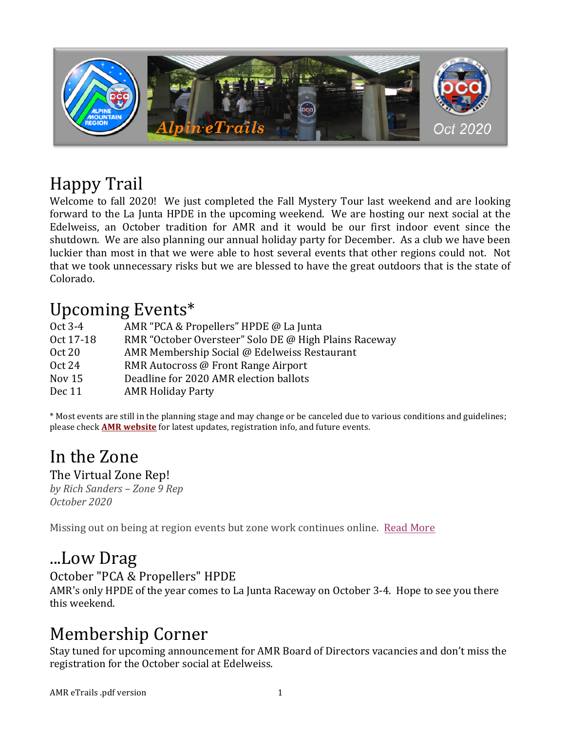# Happy Trail

Welcome to fall 2020! We just completed the Fall Mystery Tour last weekend and are looking forward to the La Junta HPDE in the upcoming weekend. We are hosting our next social at the Edelweiss, an October tradition for AMR and it would be our first indoor event since the shutdown. We are also planning our annual holiday party for December. As a club we have been luckier than most in that we were able to host several events that other regions could not. Not that we took unnecessary risks but we are blessed to have the great outdoors that is the state of Colorado.

# Upcoming Events*

| | |
|---|---|
| Oct 3-4 | AMR "PCA & Propellers" HPDE @ La Junta |
| Oct 17-18 | RMR "October Oversteer" Solo DE @ High Plains Raceway |
| Oct 20 | AMR Membership Social @ Edelweiss Restaurant |
| Oct 24 | RMR Autocross @ Front Range Airport |
| Nov 15 | Deadline for 2020 AMR election ballots |
| Dec 11 | AMR Holiday Party |

* Most events are still in the planning stage and may change or be canceled due to various conditions and guidelines; please check **AMR website** for latest updates, registration info, and future events.

# In the Zone

## The Virtual Zone Rep!

*by Rich Sanders – Zone 9 Rep*
*October 2020*

Missing out on being at region events but zone work continues online. Read More

# ...Low Drag

## October "PCA & Propellers" HPDE

AMR's only HPDE of the year comes to La Junta Raceway on October 3-4. Hope to see you there this weekend.

# Membership Corner

Stay tuned for upcoming announcement for AMR Board of Directors vacancies and don't miss the registration for the October social at Edelweiss.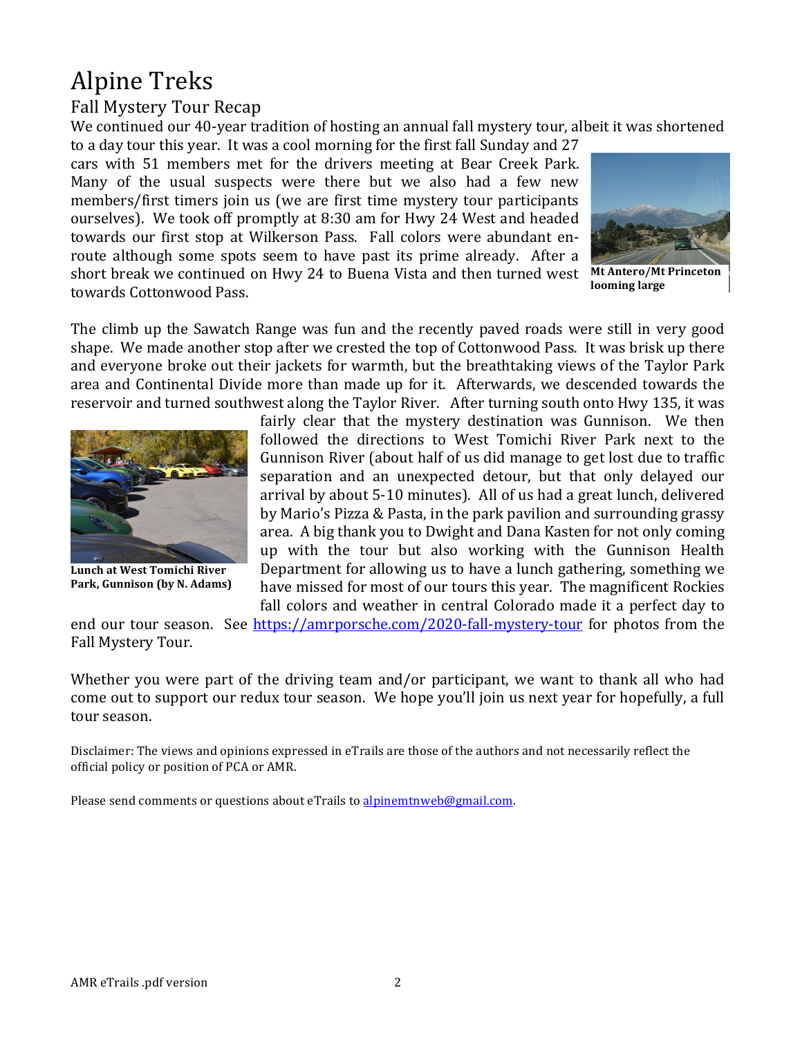# Alpine Treks

## Fall Mystery Tour Recap

We continued our 40-year tradition of hosting an annual fall mystery tour, albeit it was shortened to a day tour this year. It was a cool morning for the first fall Sunday and 27 cars with 51 members met for the drivers meeting at Bear Creek Park. Many of the usual suspects were there but we also had a few new members/first timers join us (we are first time mystery tour participants ourselves). We took off promptly at 8:30 am for Hwy 24 West and headed towards our first stop at Wilkerson Pass. Fall colors were abundant en-route although some spots seem to have past its prime already. After a short break we continued on Hwy 24 to Buena Vista and then turned west towards Cottonwood Pass.

**Mt Antero/Mt Princeton looming large**

The climb up the Sawatch Range was fun and the recently paved roads were still in very good shape. We made another stop after we crested the top of Cottonwood Pass. It was brisk up there and everyone broke out their jackets for warmth, but the breathtaking views of the Taylor Park area and Continental Divide more than made up for it. Afterwards, we descended towards the reservoir and turned southwest along the Taylor River. After turning south onto Hwy 135, it was fairly clear that the mystery destination was Gunnison. We then followed the directions to West Tomichi River Park next to the Gunnison River (about half of us did manage to get lost due to traffic separation and an unexpected detour, but that only delayed our arrival by about 5-10 minutes). All of us had a great lunch, delivered by Mario's Pizza & Pasta, in the park pavilion and surrounding grassy area. A big thank you to Dwight and Dana Kasten for not only coming up with the tour but also working with the Gunnison Health Department for allowing us to have a lunch gathering, something we have missed for most of our tours this year. The magnificent Rockies fall colors and weather in central Colorado made it a perfect day to end our tour season. See https://amrporsche.com/2020-fall-mystery-tour for photos from the Fall Mystery Tour.

**Lunch at West Tomichi River Park, Gunnison (by N. Adams)**

Whether you were part of the driving team and/or participant, we want to thank all who had come out to support our redux tour season. We hope you'll join us next year for hopefully, a full tour season.

Disclaimer: The views and opinions expressed in eTrails are those of the authors and not necessarily reflect the official policy or position of PCA or AMR.

Please send comments or questions about eTrails to alpinemtnweb@gmail.com.